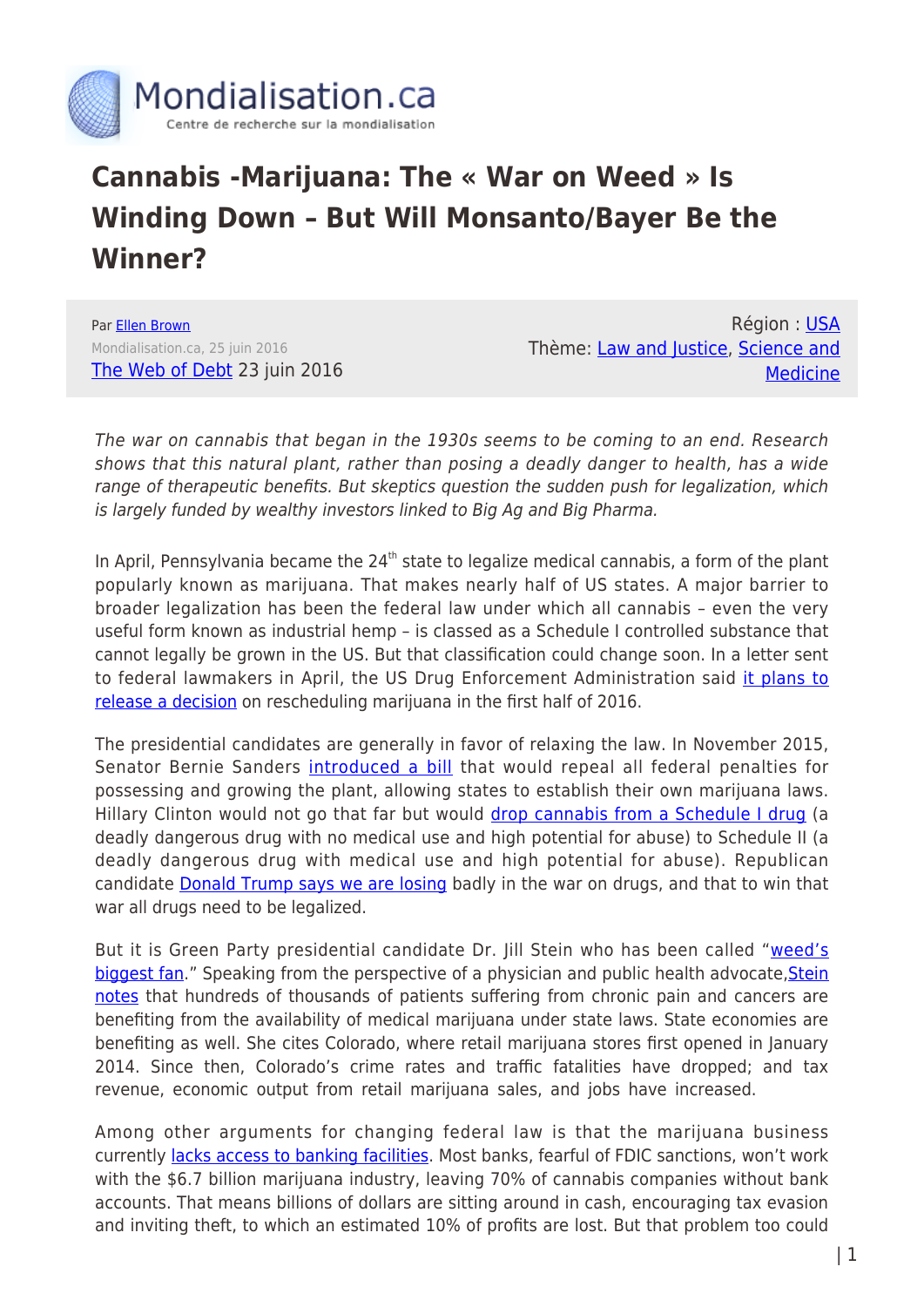# Cannabis -Marijuana: The « War on Weed » Is Winding Down – But Will Monsanto/Bayer Be the Winner?

Par Ellen Brown
Mondialisation.ca, 25 juin 2016
The Web of Debt 23 juin 2016

Région : USA
Thème: Law and Justice, Science and Medicine

*The war on cannabis that began in the 1930s seems to be coming to an end. Research shows that this natural plant, rather than posing a deadly danger to health, has a wide range of therapeutic benefits. But skeptics question the sudden push for legalization, which is largely funded by wealthy investors linked to Big Ag and Big Pharma.*

In April, Pennsylvania became the 24th state to legalize medical cannabis, a form of the plant popularly known as marijuana. That makes nearly half of US states. A major barrier to broader legalization has been the federal law under which all cannabis – even the very useful form known as industrial hemp – is classed as a Schedule I controlled substance that cannot legally be grown in the US. But that classification could change soon. In a letter sent to federal lawmakers in April, the US Drug Enforcement Administration said it plans to release a decision on rescheduling marijuana in the first half of 2016.

The presidential candidates are generally in favor of relaxing the law. In November 2015, Senator Bernie Sanders introduced a bill that would repeal all federal penalties for possessing and growing the plant, allowing states to establish their own marijuana laws. Hillary Clinton would not go that far but would drop cannabis from a Schedule I drug (a deadly dangerous drug with no medical use and high potential for abuse) to Schedule II (a deadly dangerous drug with medical use and high potential for abuse). Republican candidate Donald Trump says we are losing badly in the war on drugs, and that to win that war all drugs need to be legalized.

But it is Green Party presidential candidate Dr. Jill Stein who has been called "weed's biggest fan." Speaking from the perspective of a physician and public health advocate, Stein notes that hundreds of thousands of patients suffering from chronic pain and cancers are benefiting from the availability of medical marijuana under state laws. State economies are benefiting as well. She cites Colorado, where retail marijuana stores first opened in January 2014. Since then, Colorado's crime rates and traffic fatalities have dropped; and tax revenue, economic output from retail marijuana sales, and jobs have increased.

Among other arguments for changing federal law is that the marijuana business currently lacks access to banking facilities. Most banks, fearful of FDIC sanctions, won't work with the $6.7 billion marijuana industry, leaving 70% of cannabis companies without bank accounts. That means billions of dollars are sitting around in cash, encouraging tax evasion and inviting theft, to which an estimated 10% of profits are lost. But that problem too could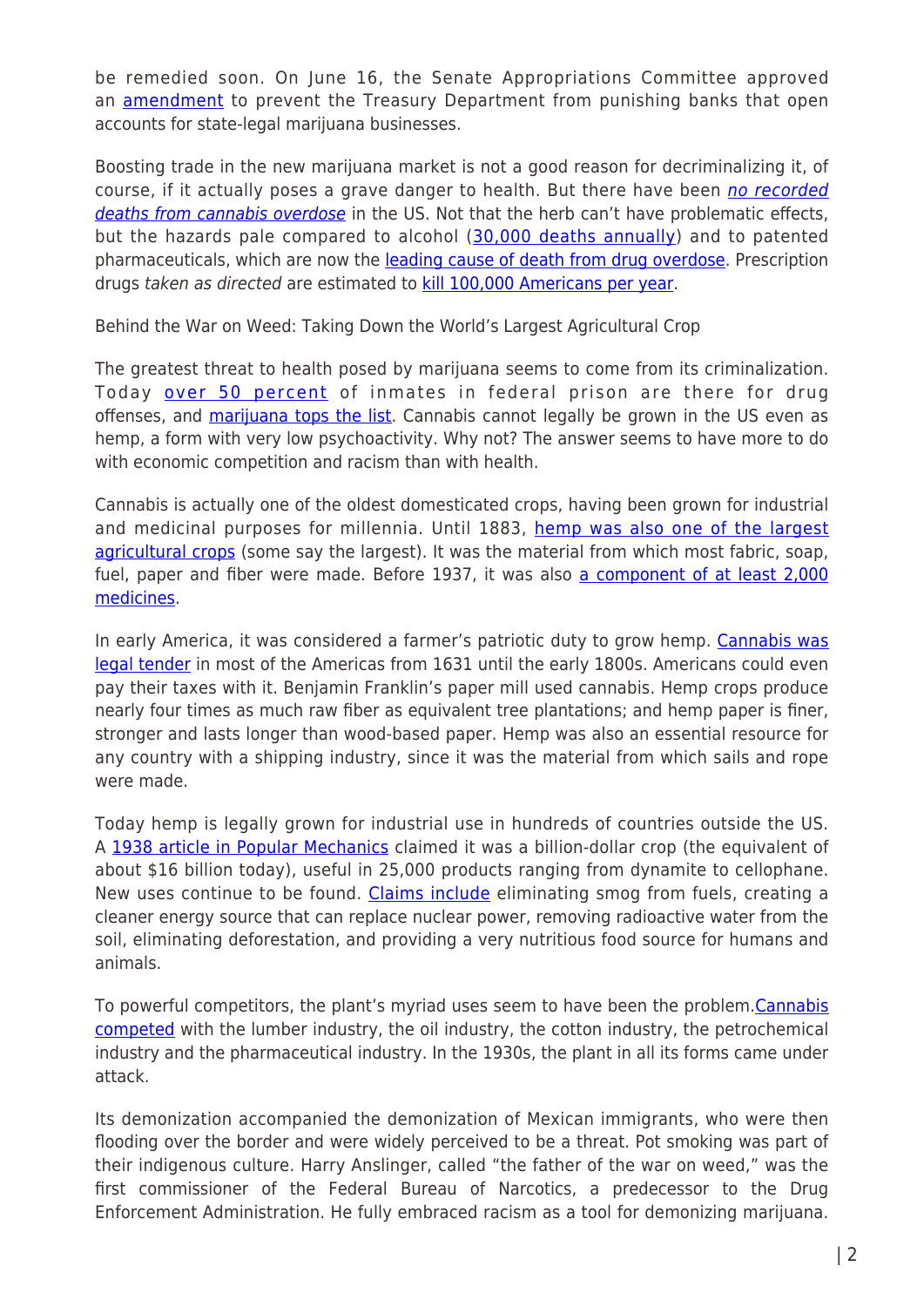be remedied soon. On June 16, the Senate Appropriations Committee approved an amendment to prevent the Treasury Department from punishing banks that open accounts for state-legal marijuana businesses.

Boosting trade in the new marijuana market is not a good reason for decriminalizing it, of course, if it actually poses a grave danger to health. But there have been *no recorded deaths from cannabis overdose* in the US. Not that the herb can't have problematic effects, but the hazards pale compared to alcohol (30,000 deaths annually) and to patented pharmaceuticals, which are now the leading cause of death from drug overdose. Prescription drugs *taken as directed* are estimated to kill 100,000 Americans per year.

Behind the War on Weed: Taking Down the World's Largest Agricultural Crop

The greatest threat to health posed by marijuana seems to come from its criminalization. Today over 50 percent of inmates in federal prison are there for drug offenses, and marijuana tops the list. Cannabis cannot legally be grown in the US even as hemp, a form with very low psychoactivity. Why not? The answer seems to have more to do with economic competition and racism than with health.

Cannabis is actually one of the oldest domesticated crops, having been grown for industrial and medicinal purposes for millennia. Until 1883, hemp was also one of the largest agricultural crops (some say the largest). It was the material from which most fabric, soap, fuel, paper and fiber were made. Before 1937, it was also a component of at least 2,000 medicines.

In early America, it was considered a farmer's patriotic duty to grow hemp. Cannabis was legal tender in most of the Americas from 1631 until the early 1800s. Americans could even pay their taxes with it. Benjamin Franklin's paper mill used cannabis. Hemp crops produce nearly four times as much raw fiber as equivalent tree plantations; and hemp paper is finer, stronger and lasts longer than wood-based paper. Hemp was also an essential resource for any country with a shipping industry, since it was the material from which sails and rope were made.

Today hemp is legally grown for industrial use in hundreds of countries outside the US. A 1938 article in Popular Mechanics claimed it was a billion-dollar crop (the equivalent of about $16 billion today), useful in 25,000 products ranging from dynamite to cellophane. New uses continue to be found. Claims include eliminating smog from fuels, creating a cleaner energy source that can replace nuclear power, removing radioactive water from the soil, eliminating deforestation, and providing a very nutritious food source for humans and animals.

To powerful competitors, the plant's myriad uses seem to have been the problem. Cannabis competed with the lumber industry, the oil industry, the cotton industry, the petrochemical industry and the pharmaceutical industry. In the 1930s, the plant in all its forms came under attack.

Its demonization accompanied the demonization of Mexican immigrants, who were then flooding over the border and were widely perceived to be a threat. Pot smoking was part of their indigenous culture. Harry Anslinger, called "the father of the war on weed," was the first commissioner of the Federal Bureau of Narcotics, a predecessor to the Drug Enforcement Administration. He fully embraced racism as a tool for demonizing marijuana.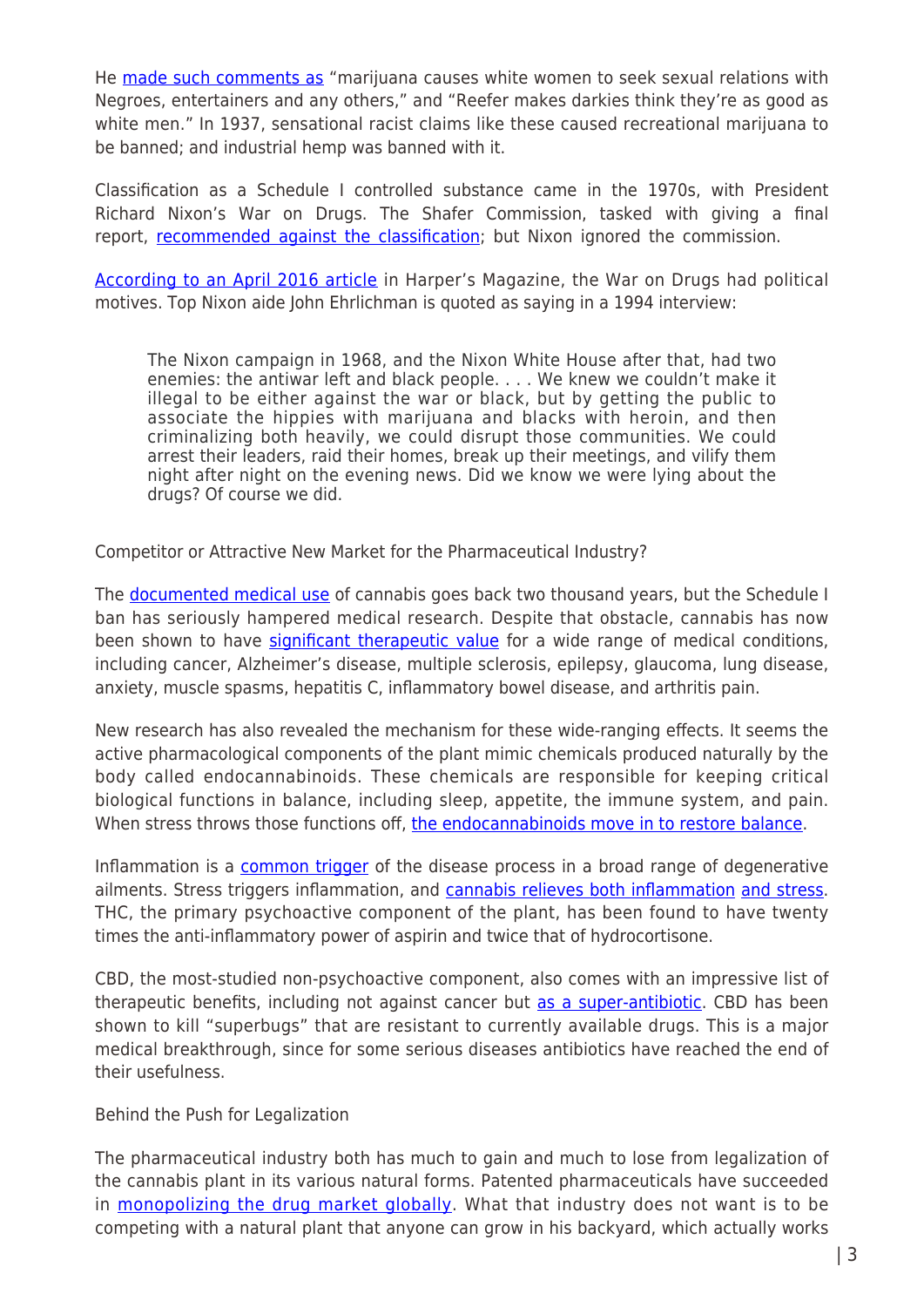He made such comments as "marijuana causes white women to seek sexual relations with Negroes, entertainers and any others," and "Reefer makes darkies think they're as good as white men." In 1937, sensational racist claims like these caused recreational marijuana to be banned; and industrial hemp was banned with it.

Classification as a Schedule I controlled substance came in the 1970s, with President Richard Nixon's War on Drugs. The Shafer Commission, tasked with giving a final report, recommended against the classification; but Nixon ignored the commission.

According to an April 2016 article in Harper's Magazine, the War on Drugs had political motives. Top Nixon aide John Ehrlichman is quoted as saying in a 1994 interview:

> The Nixon campaign in 1968, and the Nixon White House after that, had two enemies: the antiwar left and black people. . . . We knew we couldn't make it illegal to be either against the war or black, but by getting the public to associate the hippies with marijuana and blacks with heroin, and then criminalizing both heavily, we could disrupt those communities. We could arrest their leaders, raid their homes, break up their meetings, and vilify them night after night on the evening news. Did we know we were lying about the drugs? Of course we did.

## Competitor or Attractive New Market for the Pharmaceutical Industry?

The documented medical use of cannabis goes back two thousand years, but the Schedule I ban has seriously hampered medical research. Despite that obstacle, cannabis has now been shown to have significant therapeutic value for a wide range of medical conditions, including cancer, Alzheimer's disease, multiple sclerosis, epilepsy, glaucoma, lung disease, anxiety, muscle spasms, hepatitis C, inflammatory bowel disease, and arthritis pain.

New research has also revealed the mechanism for these wide-ranging effects. It seems the active pharmacological components of the plant mimic chemicals produced naturally by the body called endocannabinoids. These chemicals are responsible for keeping critical biological functions in balance, including sleep, appetite, the immune system, and pain. When stress throws those functions off, the endocannabinoids move in to restore balance.

Inflammation is a common trigger of the disease process in a broad range of degenerative ailments. Stress triggers inflammation, and cannabis relieves both inflammation and stress. THC, the primary psychoactive component of the plant, has been found to have twenty times the anti-inflammatory power of aspirin and twice that of hydrocortisone.

CBD, the most-studied non-psychoactive component, also comes with an impressive list of therapeutic benefits, including not against cancer but as a super-antibiotic. CBD has been shown to kill "superbugs" that are resistant to currently available drugs. This is a major medical breakthrough, since for some serious diseases antibiotics have reached the end of their usefulness.

## Behind the Push for Legalization

The pharmaceutical industry both has much to gain and much to lose from legalization of the cannabis plant in its various natural forms. Patented pharmaceuticals have succeeded in monopolizing the drug market globally. What that industry does not want is to be competing with a natural plant that anyone can grow in his backyard, which actually works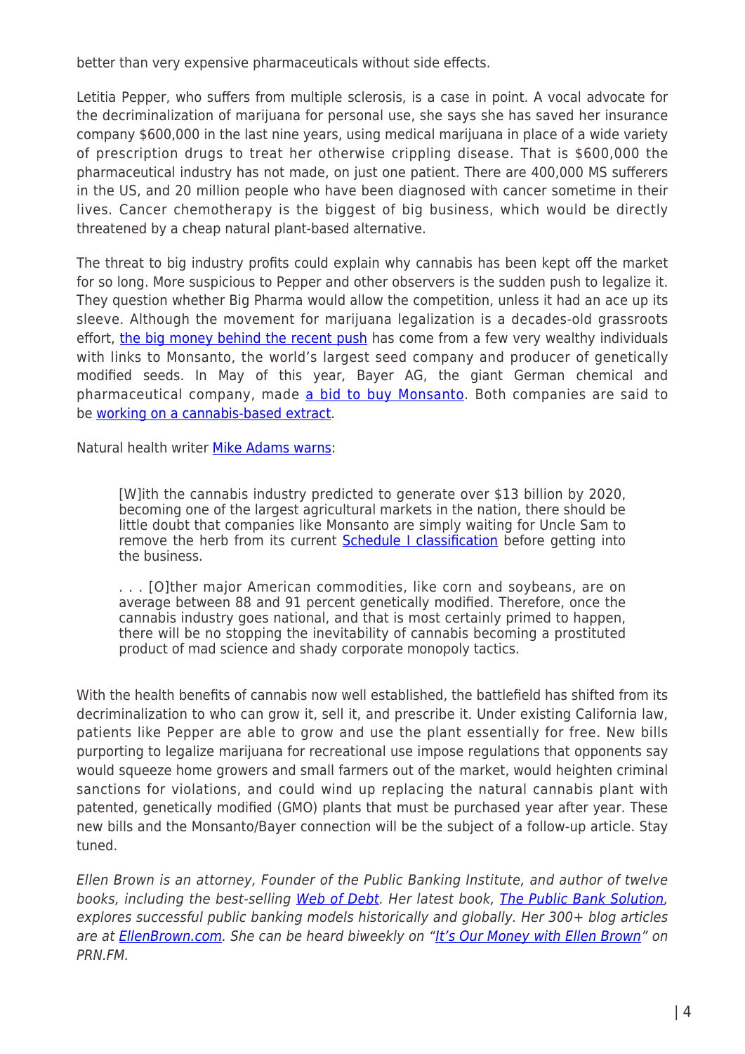better than very expensive pharmaceuticals without side effects.

Letitia Pepper, who suffers from multiple sclerosis, is a case in point. A vocal advocate for the decriminalization of marijuana for personal use, she says she has saved her insurance company $600,000 in the last nine years, using medical marijuana in place of a wide variety of prescription drugs to treat her otherwise crippling disease. That is $600,000 the pharmaceutical industry has not made, on just one patient. There are 400,000 MS sufferers in the US, and 20 million people who have been diagnosed with cancer sometime in their lives. Cancer chemotherapy is the biggest of big business, which would be directly threatened by a cheap natural plant-based alternative.

The threat to big industry profits could explain why cannabis has been kept off the market for so long. More suspicious to Pepper and other observers is the sudden push to legalize it. They question whether Big Pharma would allow the competition, unless it had an ace up its sleeve. Although the movement for marijuana legalization is a decades-old grassroots effort, the big money behind the recent push has come from a few very wealthy individuals with links to Monsanto, the world's largest seed company and producer of genetically modified seeds. In May of this year, Bayer AG, the giant German chemical and pharmaceutical company, made a bid to buy Monsanto. Both companies are said to be working on a cannabis-based extract.

Natural health writer Mike Adams warns:

> [W]ith the cannabis industry predicted to generate over $13 billion by 2020, becoming one of the largest agricultural markets in the nation, there should be little doubt that companies like Monsanto are simply waiting for Uncle Sam to remove the herb from its current Schedule I classification before getting into the business.
>
> . . . [O]ther major American commodities, like corn and soybeans, are on average between 88 and 91 percent genetically modified. Therefore, once the cannabis industry goes national, and that is most certainly primed to happen, there will be no stopping the inevitability of cannabis becoming a prostituted product of mad science and shady corporate monopoly tactics.

With the health benefits of cannabis now well established, the battlefield has shifted from its decriminalization to who can grow it, sell it, and prescribe it. Under existing California law, patients like Pepper are able to grow and use the plant essentially for free. New bills purporting to legalize marijuana for recreational use impose regulations that opponents say would squeeze home growers and small farmers out of the market, would heighten criminal sanctions for violations, and could wind up replacing the natural cannabis plant with patented, genetically modified (GMO) plants that must be purchased year after year. These new bills and the Monsanto/Bayer connection will be the subject of a follow-up article. Stay tuned.

*Ellen Brown is an attorney, Founder of the Public Banking Institute, and author of twelve books, including the best-selling Web of Debt. Her latest book, The Public Bank Solution, explores successful public banking models historically and globally. Her 300+ blog articles are at EllenBrown.com. She can be heard biweekly on "It's Our Money with Ellen Brown" on PRN.FM.*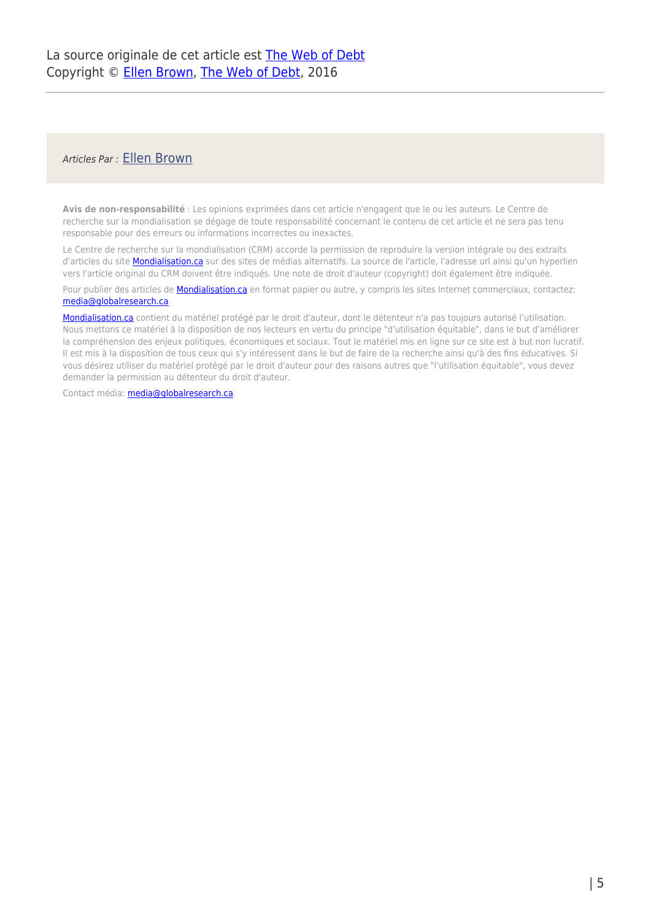La source originale de cet article est The Web of Debt
Copyright © Ellen Brown, The Web of Debt, 2016

---

*Articles Par :* Ellen Brown

**Avis de non-responsabilité** : Les opinions exprimées dans cet article n'engagent que le ou les auteurs. Le Centre de recherche sur la mondialisation se dégage de toute responsabilité concernant le contenu de cet article et ne sera pas tenu responsable pour des erreurs ou informations incorrectes ou inexactes.

Le Centre de recherche sur la mondialisation (CRM) accorde la permission de reproduire la version intégrale ou des extraits d'articles du site Mondialisation.ca sur des sites de médias alternatifs. La source de l'article, l'adresse url ainsi qu'un hyperlien vers l'article original du CRM doivent être indiqués. Une note de droit d'auteur (copyright) doit également être indiquée.

Pour publier des articles de Mondialisation.ca en format papier ou autre, y compris les sites Internet commerciaux, contactez: media@globalresearch.ca

Mondialisation.ca contient du matériel protégé par le droit d'auteur, dont le détenteur n'a pas toujours autorisé l'utilisation. Nous mettons ce matériel à la disposition de nos lecteurs en vertu du principe "d'utilisation équitable", dans le but d'améliorer la compréhension des enjeux politiques, économiques et sociaux. Tout le matériel mis en ligne sur ce site est à but non lucratif. Il est mis à la disposition de tous ceux qui s'y intéressent dans le but de faire de la recherche ainsi qu'à des fins éducatives. Si vous désirez utiliser du matériel protégé par le droit d'auteur pour des raisons autres que "l'utilisation équitable", vous devez demander la permission au détenteur du droit d'auteur.

Contact média: media@globalresearch.ca